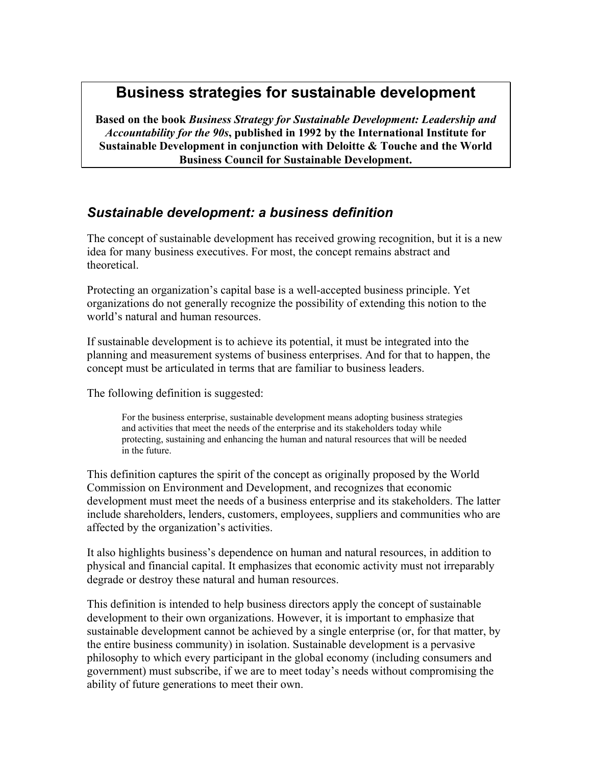# Business strategies for sustainable development

**Based on the book *Business Strategy for Sustainable Development: Leadership and Accountability for the 90s*, published in 1992 by the International Institute for Sustainable Development in conjunction with Deloitte & Touche and the World Business Council for Sustainable Development.**

## *Sustainable development: a business definition*

The concept of sustainable development has received growing recognition, but it is a new idea for many business executives. For most, the concept remains abstract and theoretical.

Protecting an organization's capital base is a well-accepted business principle. Yet organizations do not generally recognize the possibility of extending this notion to the world's natural and human resources.

If sustainable development is to achieve its potential, it must be integrated into the planning and measurement systems of business enterprises. And for that to happen, the concept must be articulated in terms that are familiar to business leaders.

The following definition is suggested:

> For the business enterprise, sustainable development means adopting business strategies and activities that meet the needs of the enterprise and its stakeholders today while protecting, sustaining and enhancing the human and natural resources that will be needed in the future.

This definition captures the spirit of the concept as originally proposed by the World Commission on Environment and Development, and recognizes that economic development must meet the needs of a business enterprise and its stakeholders. The latter include shareholders, lenders, customers, employees, suppliers and communities who are affected by the organization's activities.

It also highlights business's dependence on human and natural resources, in addition to physical and financial capital. It emphasizes that economic activity must not irreparably degrade or destroy these natural and human resources.

This definition is intended to help business directors apply the concept of sustainable development to their own organizations. However, it is important to emphasize that sustainable development cannot be achieved by a single enterprise (or, for that matter, by the entire business community) in isolation. Sustainable development is a pervasive philosophy to which every participant in the global economy (including consumers and government) must subscribe, if we are to meet today's needs without compromising the ability of future generations to meet their own.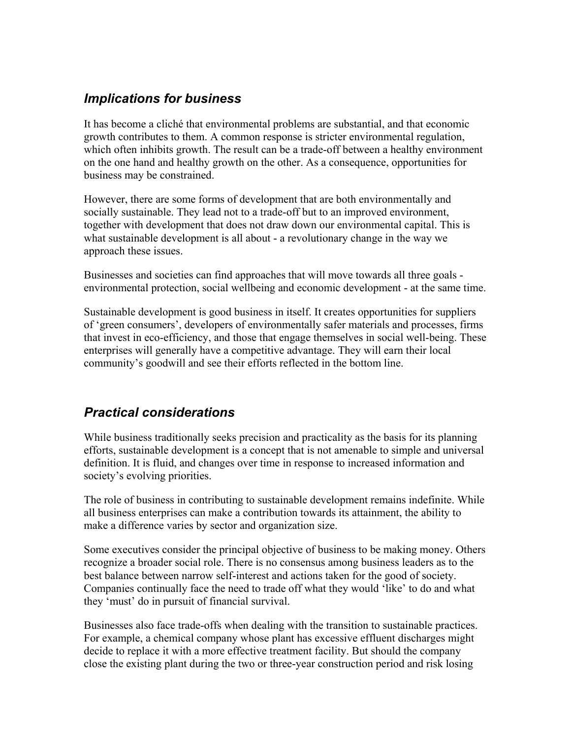## *Implications for business*

It has become a cliché that environmental problems are substantial, and that economic growth contributes to them. A common response is stricter environmental regulation, which often inhibits growth. The result can be a trade-off between a healthy environment on the one hand and healthy growth on the other. As a consequence, opportunities for business may be constrained.

However, there are some forms of development that are both environmentally and socially sustainable. They lead not to a trade-off but to an improved environment, together with development that does not draw down our environmental capital. This is what sustainable development is all about - a revolutionary change in the way we approach these issues.

Businesses and societies can find approaches that will move towards all three goals - environmental protection, social wellbeing and economic development - at the same time.

Sustainable development is good business in itself. It creates opportunities for suppliers of 'green consumers', developers of environmentally safer materials and processes, firms that invest in eco-efficiency, and those that engage themselves in social well-being. These enterprises will generally have a competitive advantage. They will earn their local community's goodwill and see their efforts reflected in the bottom line.

## *Practical considerations*

While business traditionally seeks precision and practicality as the basis for its planning efforts, sustainable development is a concept that is not amenable to simple and universal definition. It is fluid, and changes over time in response to increased information and society's evolving priorities.

The role of business in contributing to sustainable development remains indefinite. While all business enterprises can make a contribution towards its attainment, the ability to make a difference varies by sector and organization size.

Some executives consider the principal objective of business to be making money. Others recognize a broader social role. There is no consensus among business leaders as to the best balance between narrow self-interest and actions taken for the good of society. Companies continually face the need to trade off what they would 'like' to do and what they 'must' do in pursuit of financial survival.

Businesses also face trade-offs when dealing with the transition to sustainable practices. For example, a chemical company whose plant has excessive effluent discharges might decide to replace it with a more effective treatment facility. But should the company close the existing plant during the two or three-year construction period and risk losing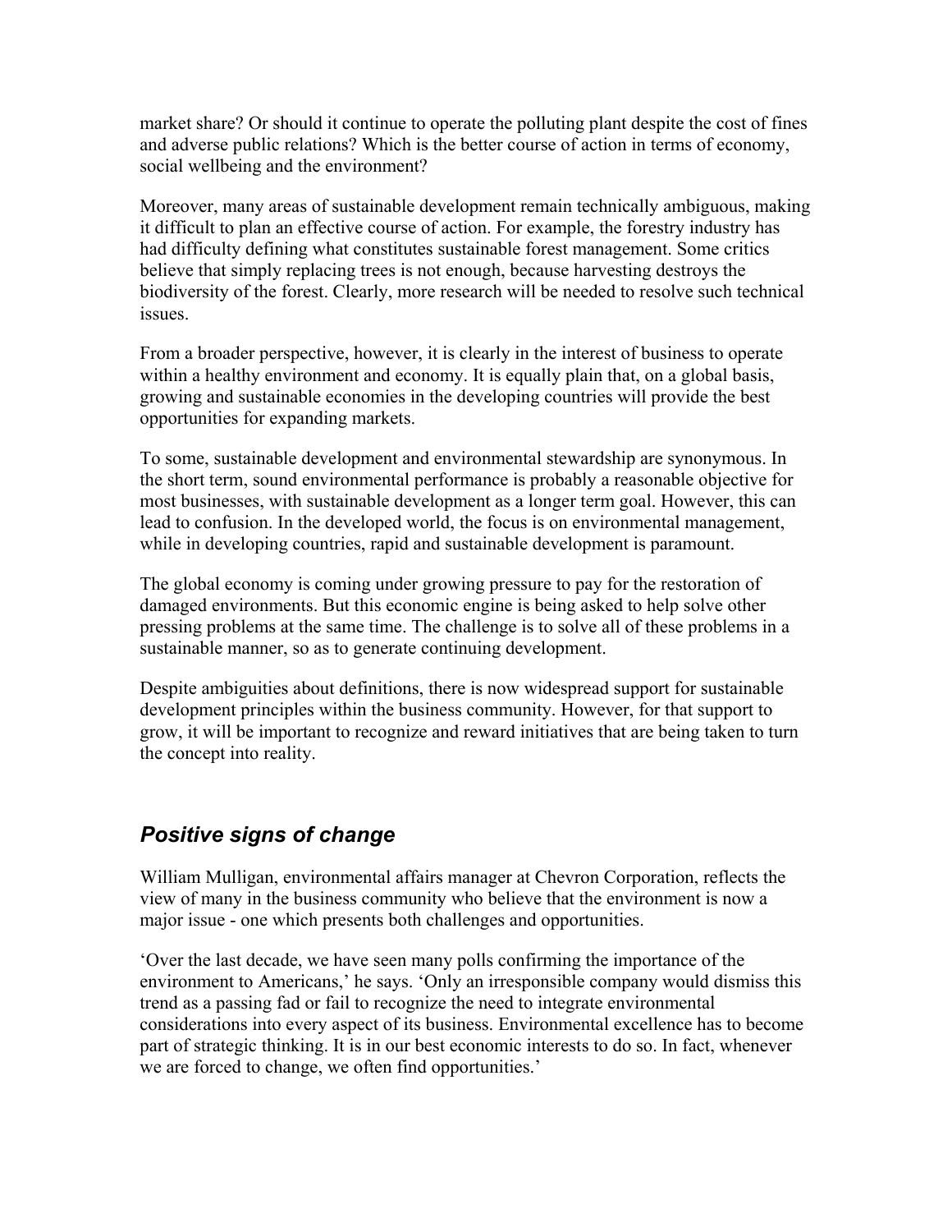market share? Or should it continue to operate the polluting plant despite the cost of fines and adverse public relations? Which is the better course of action in terms of economy, social wellbeing and the environment?

Moreover, many areas of sustainable development remain technically ambiguous, making it difficult to plan an effective course of action. For example, the forestry industry has had difficulty defining what constitutes sustainable forest management. Some critics believe that simply replacing trees is not enough, because harvesting destroys the biodiversity of the forest. Clearly, more research will be needed to resolve such technical issues.

From a broader perspective, however, it is clearly in the interest of business to operate within a healthy environment and economy. It is equally plain that, on a global basis, growing and sustainable economies in the developing countries will provide the best opportunities for expanding markets.

To some, sustainable development and environmental stewardship are synonymous. In the short term, sound environmental performance is probably a reasonable objective for most businesses, with sustainable development as a longer term goal. However, this can lead to confusion. In the developed world, the focus is on environmental management, while in developing countries, rapid and sustainable development is paramount.

The global economy is coming under growing pressure to pay for the restoration of damaged environments. But this economic engine is being asked to help solve other pressing problems at the same time. The challenge is to solve all of these problems in a sustainable manner, so as to generate continuing development.

Despite ambiguities about definitions, there is now widespread support for sustainable development principles within the business community. However, for that support to grow, it will be important to recognize and reward initiatives that are being taken to turn the concept into reality.

## *Positive signs of change*

William Mulligan, environmental affairs manager at Chevron Corporation, reflects the view of many in the business community who believe that the environment is now a major issue - one which presents both challenges and opportunities.

'Over the last decade, we have seen many polls confirming the importance of the environment to Americans,' he says. 'Only an irresponsible company would dismiss this trend as a passing fad or fail to recognize the need to integrate environmental considerations into every aspect of its business. Environmental excellence has to become part of strategic thinking. It is in our best economic interests to do so. In fact, whenever we are forced to change, we often find opportunities.'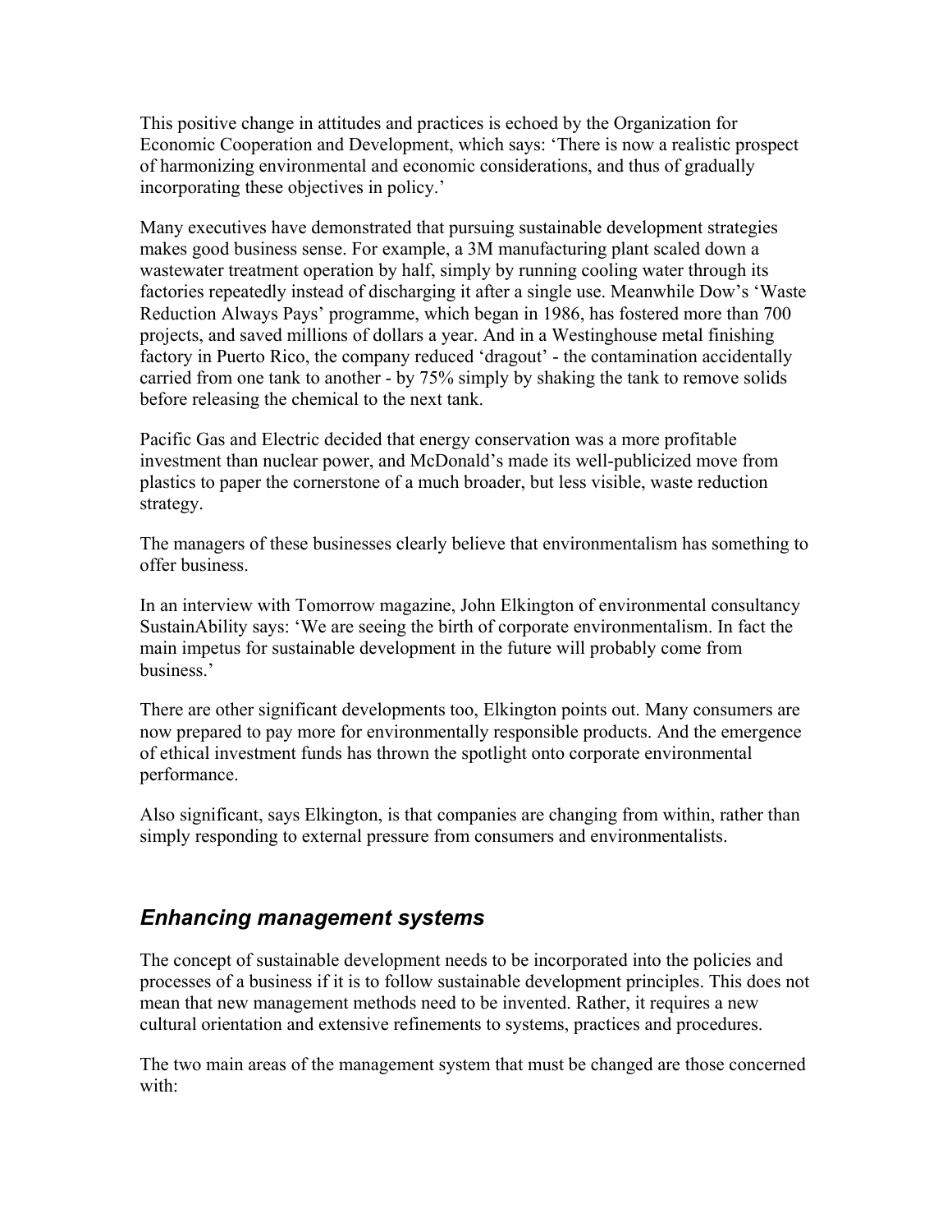This positive change in attitudes and practices is echoed by the Organization for Economic Cooperation and Development, which says: 'There is now a realistic prospect of harmonizing environmental and economic considerations, and thus of gradually incorporating these objectives in policy.'

Many executives have demonstrated that pursuing sustainable development strategies makes good business sense. For example, a 3M manufacturing plant scaled down a wastewater treatment operation by half, simply by running cooling water through its factories repeatedly instead of discharging it after a single use. Meanwhile Dow's 'Waste Reduction Always Pays' programme, which began in 1986, has fostered more than 700 projects, and saved millions of dollars a year. And in a Westinghouse metal finishing factory in Puerto Rico, the company reduced 'dragout' - the contamination accidentally carried from one tank to another - by 75% simply by shaking the tank to remove solids before releasing the chemical to the next tank.

Pacific Gas and Electric decided that energy conservation was a more profitable investment than nuclear power, and McDonald's made its well-publicized move from plastics to paper the cornerstone of a much broader, but less visible, waste reduction strategy.

The managers of these businesses clearly believe that environmentalism has something to offer business.

In an interview with Tomorrow magazine, John Elkington of environmental consultancy SustainAbility says: 'We are seeing the birth of corporate environmentalism. In fact the main impetus for sustainable development in the future will probably come from business.'

There are other significant developments too, Elkington points out. Many consumers are now prepared to pay more for environmentally responsible products. And the emergence of ethical investment funds has thrown the spotlight onto corporate environmental performance.

Also significant, says Elkington, is that companies are changing from within, rather than simply responding to external pressure from consumers and environmentalists.

## *Enhancing management systems*

The concept of sustainable development needs to be incorporated into the policies and processes of a business if it is to follow sustainable development principles. This does not mean that new management methods need to be invented. Rather, it requires a new cultural orientation and extensive refinements to systems, practices and procedures.

The two main areas of the management system that must be changed are those concerned with: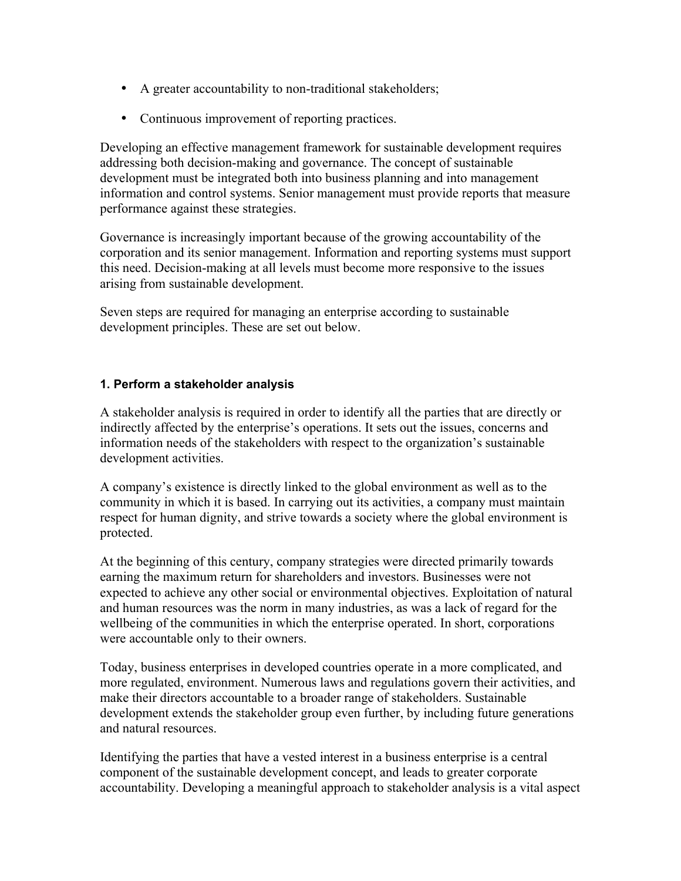- A greater accountability to non-traditional stakeholders;
- Continuous improvement of reporting practices.

Developing an effective management framework for sustainable development requires addressing both decision-making and governance. The concept of sustainable development must be integrated both into business planning and into management information and control systems. Senior management must provide reports that measure performance against these strategies.

Governance is increasingly important because of the growing accountability of the corporation and its senior management. Information and reporting systems must support this need. Decision-making at all levels must become more responsive to the issues arising from sustainable development.

Seven steps are required for managing an enterprise according to sustainable development principles. These are set out below.

#### 1. Perform a stakeholder analysis

A stakeholder analysis is required in order to identify all the parties that are directly or indirectly affected by the enterprise's operations. It sets out the issues, concerns and information needs of the stakeholders with respect to the organization's sustainable development activities.

A company's existence is directly linked to the global environment as well as to the community in which it is based. In carrying out its activities, a company must maintain respect for human dignity, and strive towards a society where the global environment is protected.

At the beginning of this century, company strategies were directed primarily towards earning the maximum return for shareholders and investors. Businesses were not expected to achieve any other social or environmental objectives. Exploitation of natural and human resources was the norm in many industries, as was a lack of regard for the wellbeing of the communities in which the enterprise operated. In short, corporations were accountable only to their owners.

Today, business enterprises in developed countries operate in a more complicated, and more regulated, environment. Numerous laws and regulations govern their activities, and make their directors accountable to a broader range of stakeholders. Sustainable development extends the stakeholder group even further, by including future generations and natural resources.

Identifying the parties that have a vested interest in a business enterprise is a central component of the sustainable development concept, and leads to greater corporate accountability. Developing a meaningful approach to stakeholder analysis is a vital aspect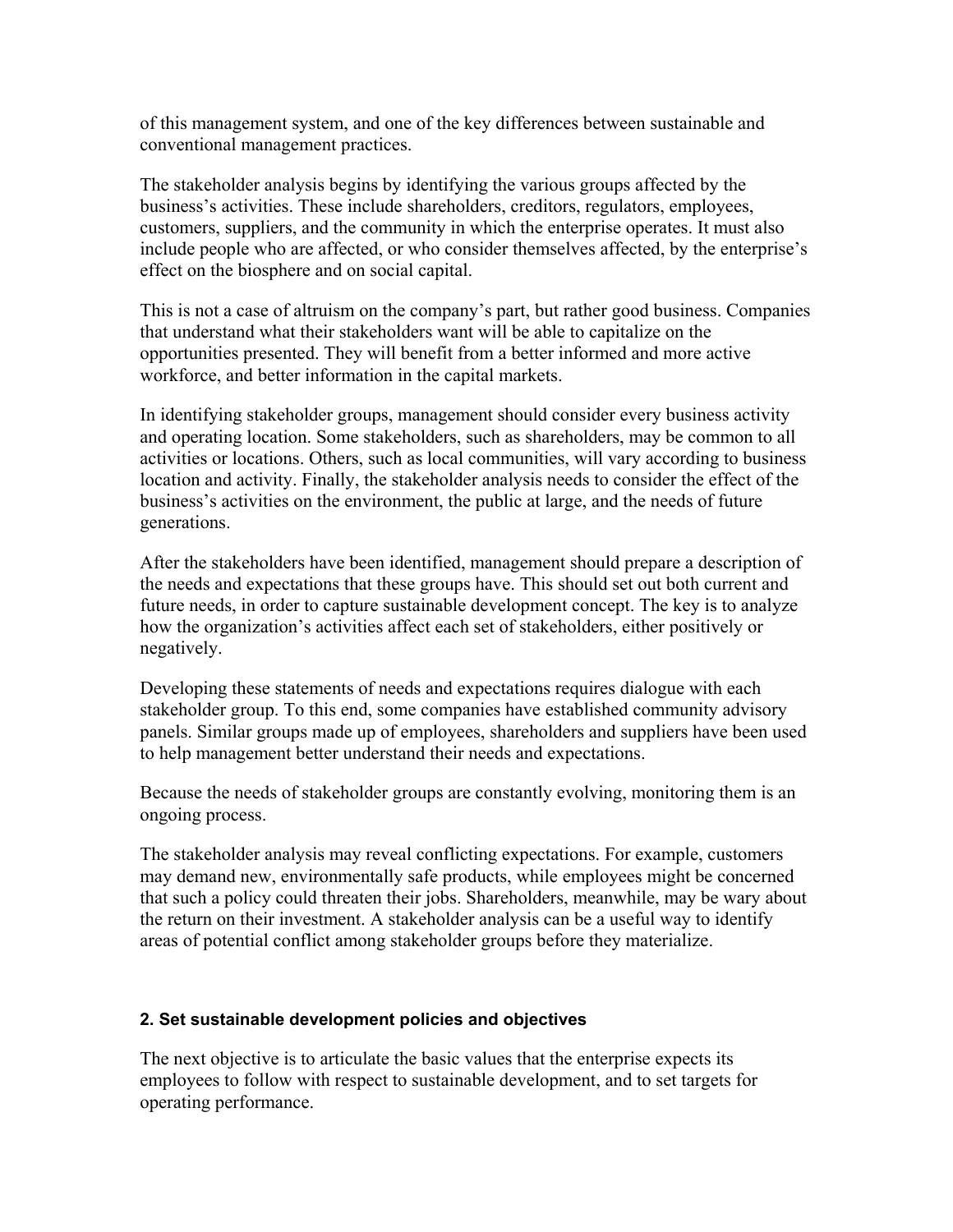of this management system, and one of the key differences between sustainable and conventional management practices.

The stakeholder analysis begins by identifying the various groups affected by the business's activities. These include shareholders, creditors, regulators, employees, customers, suppliers, and the community in which the enterprise operates. It must also include people who are affected, or who consider themselves affected, by the enterprise's effect on the biosphere and on social capital.

This is not a case of altruism on the company's part, but rather good business. Companies that understand what their stakeholders want will be able to capitalize on the opportunities presented. They will benefit from a better informed and more active workforce, and better information in the capital markets.

In identifying stakeholder groups, management should consider every business activity and operating location. Some stakeholders, such as shareholders, may be common to all activities or locations. Others, such as local communities, will vary according to business location and activity. Finally, the stakeholder analysis needs to consider the effect of the business's activities on the environment, the public at large, and the needs of future generations.

After the stakeholders have been identified, management should prepare a description of the needs and expectations that these groups have. This should set out both current and future needs, in order to capture sustainable development concept. The key is to analyze how the organization's activities affect each set of stakeholders, either positively or negatively.

Developing these statements of needs and expectations requires dialogue with each stakeholder group. To this end, some companies have established community advisory panels. Similar groups made up of employees, shareholders and suppliers have been used to help management better understand their needs and expectations.

Because the needs of stakeholder groups are constantly evolving, monitoring them is an ongoing process.

The stakeholder analysis may reveal conflicting expectations. For example, customers may demand new, environmentally safe products, while employees might be concerned that such a policy could threaten their jobs. Shareholders, meanwhile, may be wary about the return on their investment. A stakeholder analysis can be a useful way to identify areas of potential conflict among stakeholder groups before they materialize.

#### 2. Set sustainable development policies and objectives

The next objective is to articulate the basic values that the enterprise expects its employees to follow with respect to sustainable development, and to set targets for operating performance.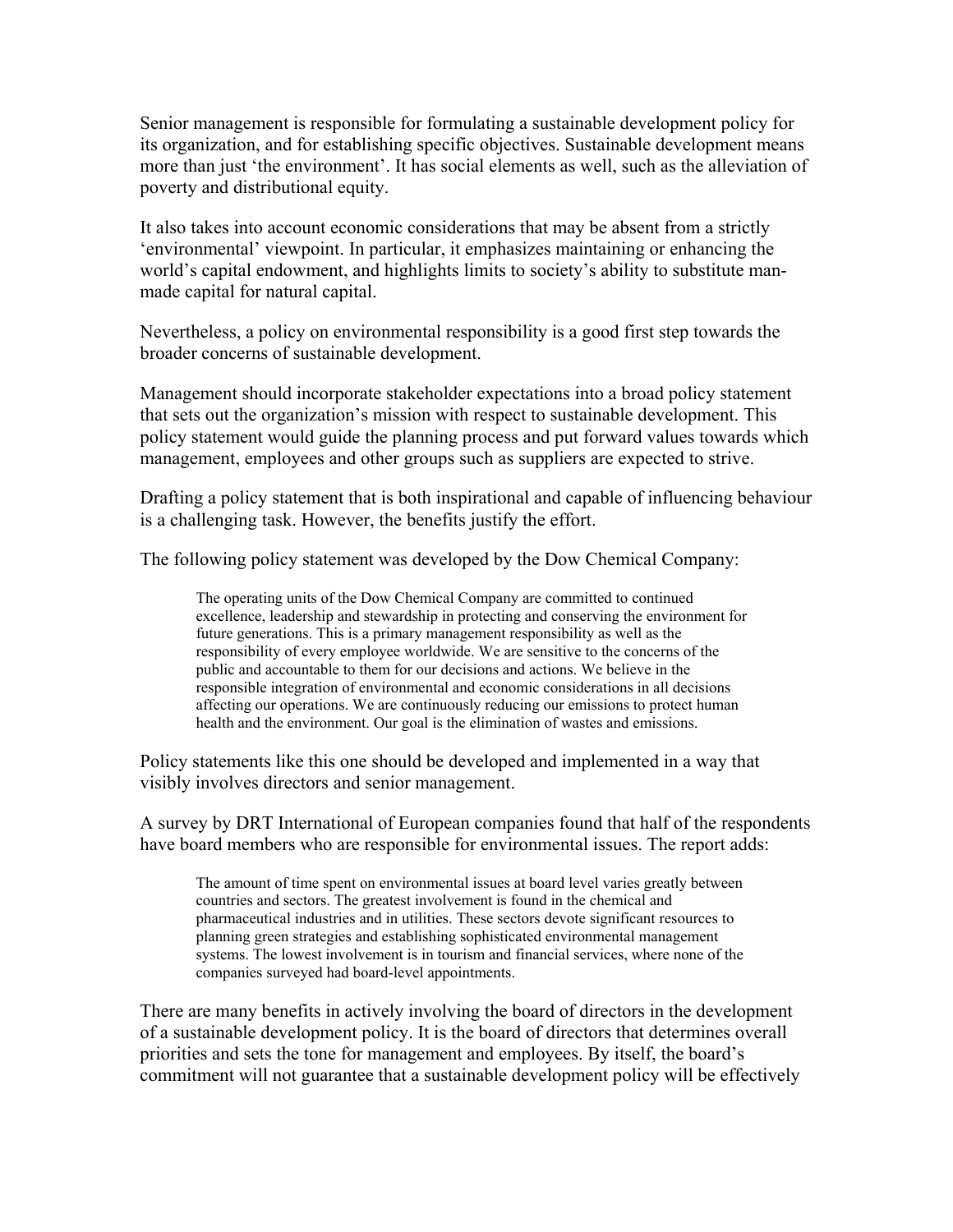Senior management is responsible for formulating a sustainable development policy for its organization, and for establishing specific objectives. Sustainable development means more than just 'the environment'. It has social elements as well, such as the alleviation of poverty and distributional equity.

It also takes into account economic considerations that may be absent from a strictly 'environmental' viewpoint. In particular, it emphasizes maintaining or enhancing the world's capital endowment, and highlights limits to society's ability to substitute man-made capital for natural capital.

Nevertheless, a policy on environmental responsibility is a good first step towards the broader concerns of sustainable development.

Management should incorporate stakeholder expectations into a broad policy statement that sets out the organization's mission with respect to sustainable development. This policy statement would guide the planning process and put forward values towards which management, employees and other groups such as suppliers are expected to strive.

Drafting a policy statement that is both inspirational and capable of influencing behaviour is a challenging task. However, the benefits justify the effort.

The following policy statement was developed by the Dow Chemical Company:

> The operating units of the Dow Chemical Company are committed to continued excellence, leadership and stewardship in protecting and conserving the environment for future generations. This is a primary management responsibility as well as the responsibility of every employee worldwide. We are sensitive to the concerns of the public and accountable to them for our decisions and actions. We believe in the responsible integration of environmental and economic considerations in all decisions affecting our operations. We are continuously reducing our emissions to protect human health and the environment. Our goal is the elimination of wastes and emissions.

Policy statements like this one should be developed and implemented in a way that visibly involves directors and senior management.

A survey by DRT International of European companies found that half of the respondents have board members who are responsible for environmental issues. The report adds:

> The amount of time spent on environmental issues at board level varies greatly between countries and sectors. The greatest involvement is found in the chemical and pharmaceutical industries and in utilities. These sectors devote significant resources to planning green strategies and establishing sophisticated environmental management systems. The lowest involvement is in tourism and financial services, where none of the companies surveyed had board-level appointments.

There are many benefits in actively involving the board of directors in the development of a sustainable development policy. It is the board of directors that determines overall priorities and sets the tone for management and employees. By itself, the board's commitment will not guarantee that a sustainable development policy will be effectively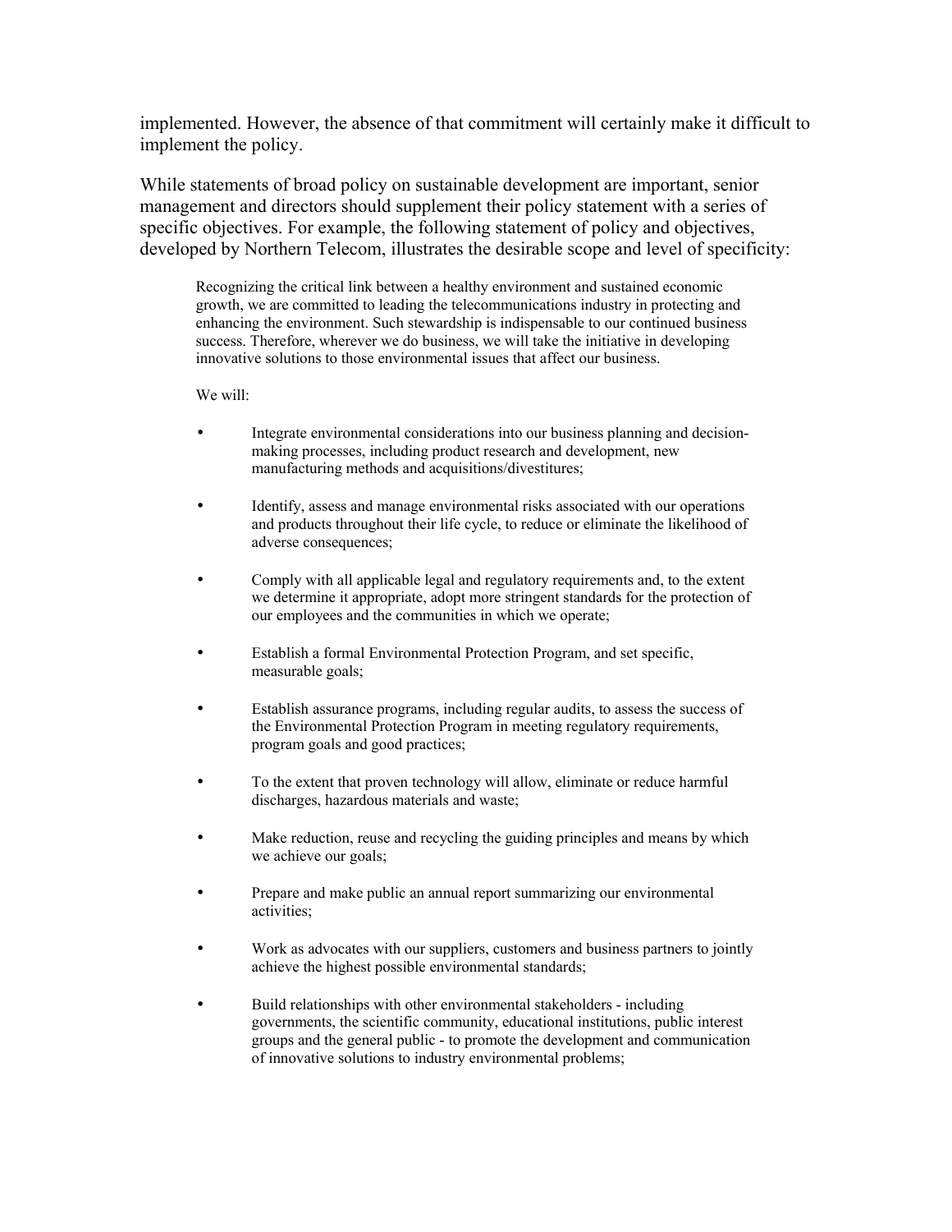implemented. However, the absence of that commitment will certainly make it difficult to implement the policy.

While statements of broad policy on sustainable development are important, senior management and directors should supplement their policy statement with a series of specific objectives. For example, the following statement of policy and objectives, developed by Northern Telecom, illustrates the desirable scope and level of specificity:

> Recognizing the critical link between a healthy environment and sustained economic growth, we are committed to leading the telecommunications industry in protecting and enhancing the environment. Such stewardship is indispensable to our continued business success. Therefore, wherever we do business, we will take the initiative in developing innovative solutions to those environmental issues that affect our business.
>
> We will:
>
> - Integrate environmental considerations into our business planning and decision-making processes, including product research and development, new manufacturing methods and acquisitions/divestitures;
> - Identify, assess and manage environmental risks associated with our operations and products throughout their life cycle, to reduce or eliminate the likelihood of adverse consequences;
> - Comply with all applicable legal and regulatory requirements and, to the extent we determine it appropriate, adopt more stringent standards for the protection of our employees and the communities in which we operate;
> - Establish a formal Environmental Protection Program, and set specific, measurable goals;
> - Establish assurance programs, including regular audits, to assess the success of the Environmental Protection Program in meeting regulatory requirements, program goals and good practices;
> - To the extent that proven technology will allow, eliminate or reduce harmful discharges, hazardous materials and waste;
> - Make reduction, reuse and recycling the guiding principles and means by which we achieve our goals;
> - Prepare and make public an annual report summarizing our environmental activities;
> - Work as advocates with our suppliers, customers and business partners to jointly achieve the highest possible environmental standards;
> - Build relationships with other environmental stakeholders - including governments, the scientific community, educational institutions, public interest groups and the general public - to promote the development and communication of innovative solutions to industry environmental problems;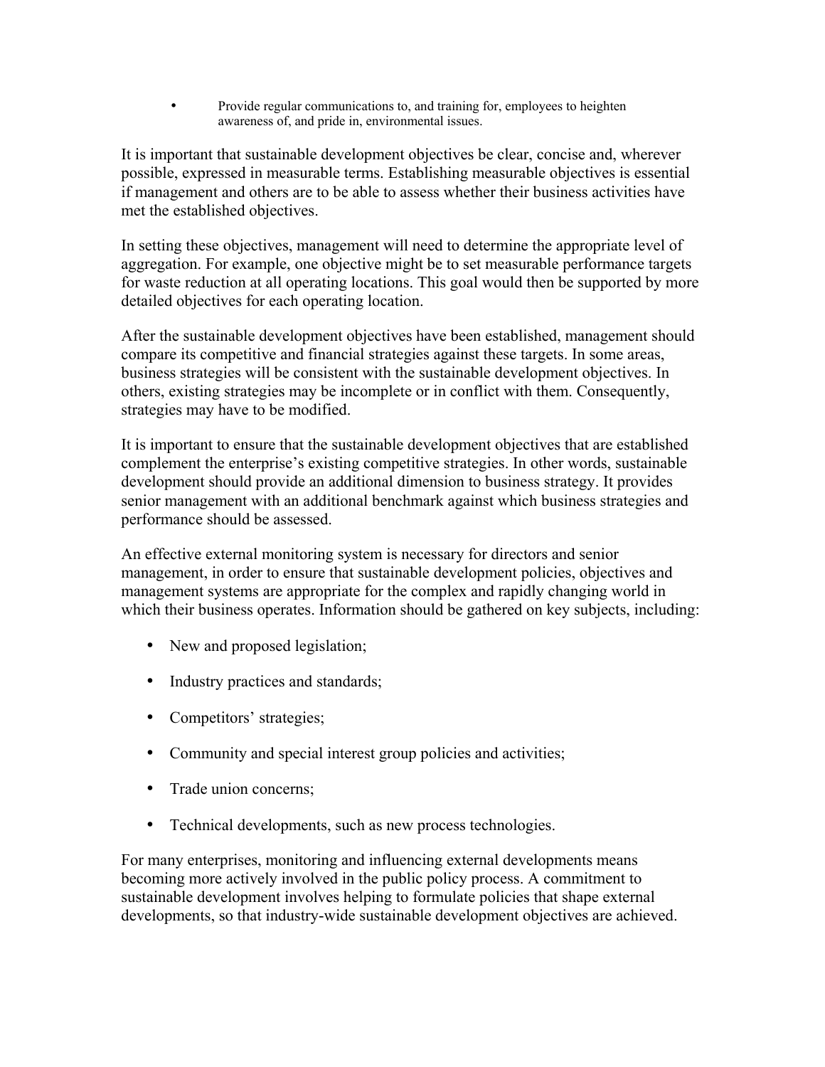- Provide regular communications to, and training for, employees to heighten awareness of, and pride in, environmental issues.

It is important that sustainable development objectives be clear, concise and, wherever possible, expressed in measurable terms. Establishing measurable objectives is essential if management and others are to be able to assess whether their business activities have met the established objectives.

In setting these objectives, management will need to determine the appropriate level of aggregation. For example, one objective might be to set measurable performance targets for waste reduction at all operating locations. This goal would then be supported by more detailed objectives for each operating location.

After the sustainable development objectives have been established, management should compare its competitive and financial strategies against these targets. In some areas, business strategies will be consistent with the sustainable development objectives. In others, existing strategies may be incomplete or in conflict with them. Consequently, strategies may have to be modified.

It is important to ensure that the sustainable development objectives that are established complement the enterprise's existing competitive strategies. In other words, sustainable development should provide an additional dimension to business strategy. It provides senior management with an additional benchmark against which business strategies and performance should be assessed.

An effective external monitoring system is necessary for directors and senior management, in order to ensure that sustainable development policies, objectives and management systems are appropriate for the complex and rapidly changing world in which their business operates. Information should be gathered on key subjects, including:

- New and proposed legislation;
- Industry practices and standards;
- Competitors' strategies;
- Community and special interest group policies and activities;
- Trade union concerns;
- Technical developments, such as new process technologies.

For many enterprises, monitoring and influencing external developments means becoming more actively involved in the public policy process. A commitment to sustainable development involves helping to formulate policies that shape external developments, so that industry-wide sustainable development objectives are achieved.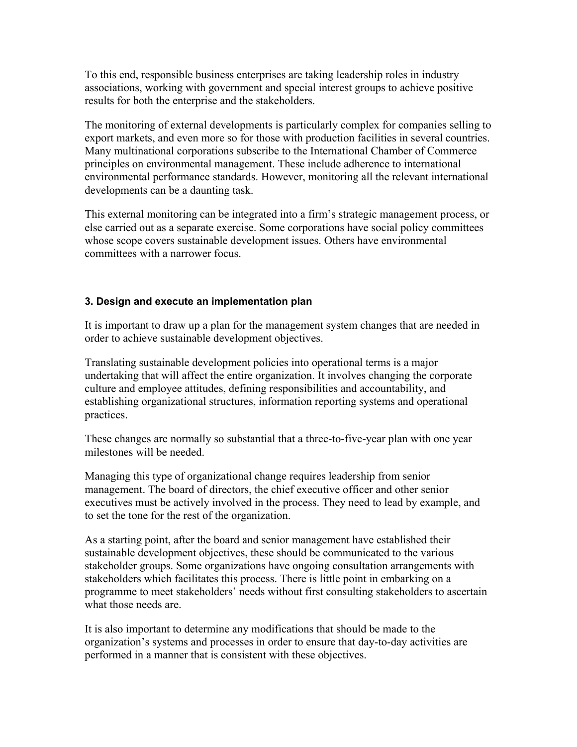To this end, responsible business enterprises are taking leadership roles in industry associations, working with government and special interest groups to achieve positive results for both the enterprise and the stakeholders.

The monitoring of external developments is particularly complex for companies selling to export markets, and even more so for those with production facilities in several countries. Many multinational corporations subscribe to the International Chamber of Commerce principles on environmental management. These include adherence to international environmental performance standards. However, monitoring all the relevant international developments can be a daunting task.

This external monitoring can be integrated into a firm's strategic management process, or else carried out as a separate exercise. Some corporations have social policy committees whose scope covers sustainable development issues. Others have environmental committees with a narrower focus.

#### 3. Design and execute an implementation plan

It is important to draw up a plan for the management system changes that are needed in order to achieve sustainable development objectives.

Translating sustainable development policies into operational terms is a major undertaking that will affect the entire organization. It involves changing the corporate culture and employee attitudes, defining responsibilities and accountability, and establishing organizational structures, information reporting systems and operational practices.

These changes are normally so substantial that a three-to-five-year plan with one year milestones will be needed.

Managing this type of organizational change requires leadership from senior management. The board of directors, the chief executive officer and other senior executives must be actively involved in the process. They need to lead by example, and to set the tone for the rest of the organization.

As a starting point, after the board and senior management have established their sustainable development objectives, these should be communicated to the various stakeholder groups. Some organizations have ongoing consultation arrangements with stakeholders which facilitates this process. There is little point in embarking on a programme to meet stakeholders' needs without first consulting stakeholders to ascertain what those needs are.

It is also important to determine any modifications that should be made to the organization's systems and processes in order to ensure that day-to-day activities are performed in a manner that is consistent with these objectives.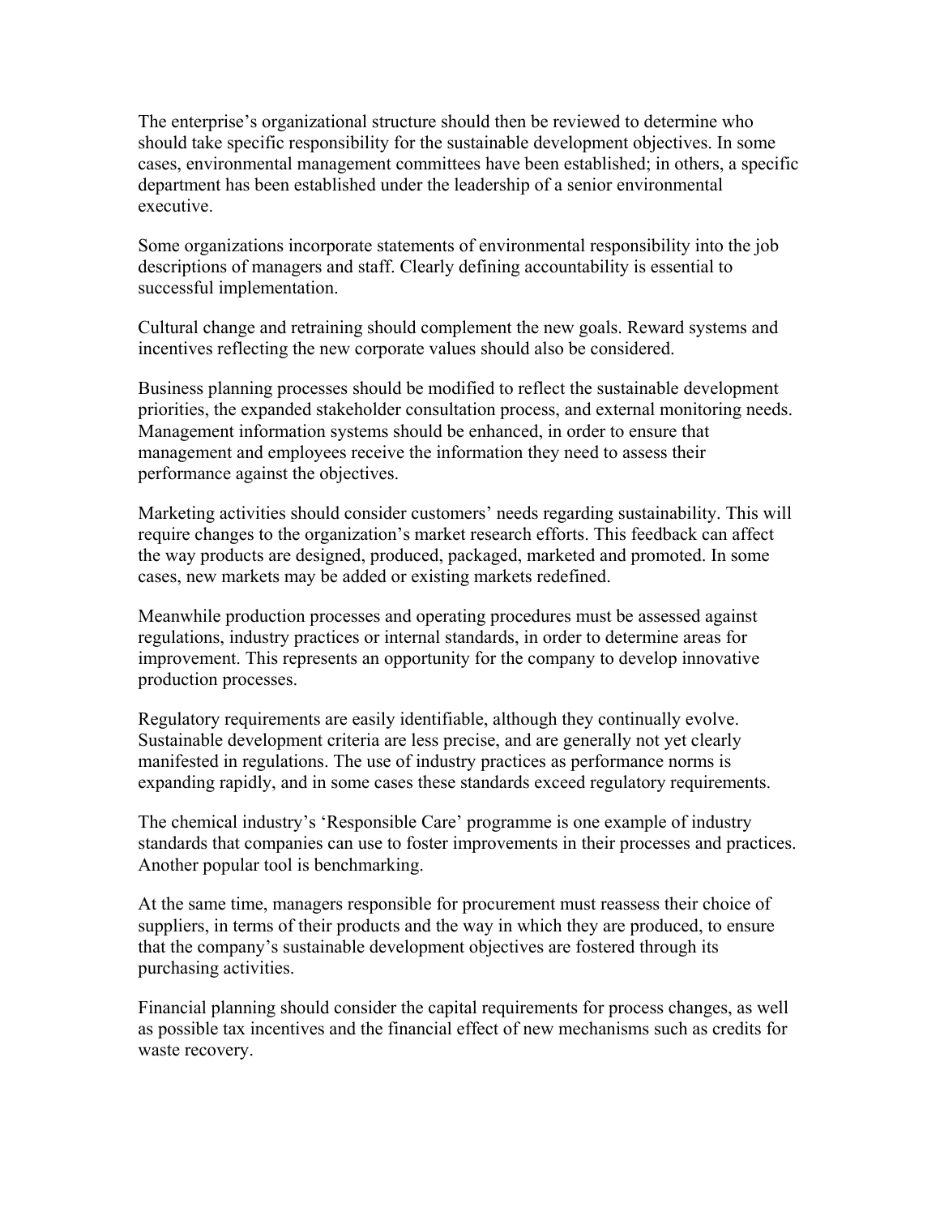The enterprise's organizational structure should then be reviewed to determine who should take specific responsibility for the sustainable development objectives. In some cases, environmental management committees have been established; in others, a specific department has been established under the leadership of a senior environmental executive.

Some organizations incorporate statements of environmental responsibility into the job descriptions of managers and staff. Clearly defining accountability is essential to successful implementation.

Cultural change and retraining should complement the new goals. Reward systems and incentives reflecting the new corporate values should also be considered.

Business planning processes should be modified to reflect the sustainable development priorities, the expanded stakeholder consultation process, and external monitoring needs. Management information systems should be enhanced, in order to ensure that management and employees receive the information they need to assess their performance against the objectives.

Marketing activities should consider customers' needs regarding sustainability. This will require changes to the organization's market research efforts. This feedback can affect the way products are designed, produced, packaged, marketed and promoted. In some cases, new markets may be added or existing markets redefined.

Meanwhile production processes and operating procedures must be assessed against regulations, industry practices or internal standards, in order to determine areas for improvement. This represents an opportunity for the company to develop innovative production processes.

Regulatory requirements are easily identifiable, although they continually evolve. Sustainable development criteria are less precise, and are generally not yet clearly manifested in regulations. The use of industry practices as performance norms is expanding rapidly, and in some cases these standards exceed regulatory requirements.

The chemical industry's 'Responsible Care' programme is one example of industry standards that companies can use to foster improvements in their processes and practices. Another popular tool is benchmarking.

At the same time, managers responsible for procurement must reassess their choice of suppliers, in terms of their products and the way in which they are produced, to ensure that the company's sustainable development objectives are fostered through its purchasing activities.

Financial planning should consider the capital requirements for process changes, as well as possible tax incentives and the financial effect of new mechanisms such as credits for waste recovery.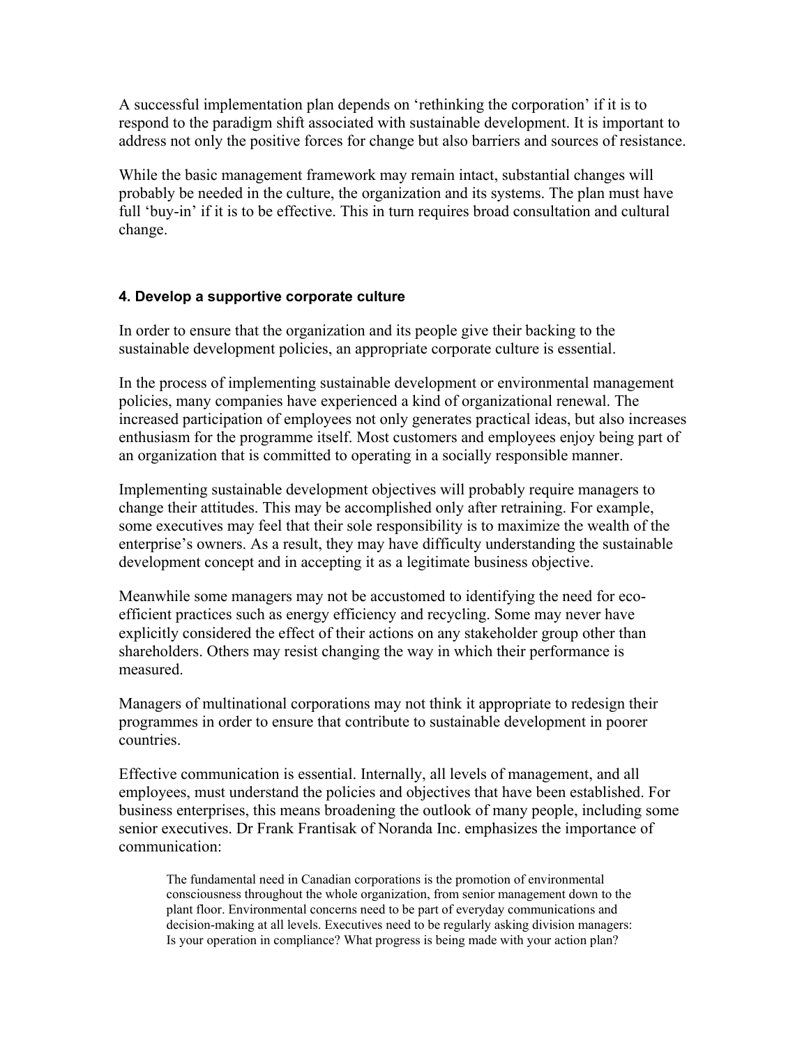A successful implementation plan depends on 'rethinking the corporation' if it is to respond to the paradigm shift associated with sustainable development. It is important to address not only the positive forces for change but also barriers and sources of resistance.

While the basic management framework may remain intact, substantial changes will probably be needed in the culture, the organization and its systems. The plan must have full 'buy-in' if it is to be effective. This in turn requires broad consultation and cultural change.

#### 4. Develop a supportive corporate culture

In order to ensure that the organization and its people give their backing to the sustainable development policies, an appropriate corporate culture is essential.

In the process of implementing sustainable development or environmental management policies, many companies have experienced a kind of organizational renewal. The increased participation of employees not only generates practical ideas, but also increases enthusiasm for the programme itself. Most customers and employees enjoy being part of an organization that is committed to operating in a socially responsible manner.

Implementing sustainable development objectives will probably require managers to change their attitudes. This may be accomplished only after retraining. For example, some executives may feel that their sole responsibility is to maximize the wealth of the enterprise's owners. As a result, they may have difficulty understanding the sustainable development concept and in accepting it as a legitimate business objective.

Meanwhile some managers may not be accustomed to identifying the need for eco-efficient practices such as energy efficiency and recycling. Some may never have explicitly considered the effect of their actions on any stakeholder group other than shareholders. Others may resist changing the way in which their performance is measured.

Managers of multinational corporations may not think it appropriate to redesign their programmes in order to ensure that contribute to sustainable development in poorer countries.

Effective communication is essential. Internally, all levels of management, and all employees, must understand the policies and objectives that have been established. For business enterprises, this means broadening the outlook of many people, including some senior executives. Dr Frank Frantisak of Noranda Inc. emphasizes the importance of communication:

> The fundamental need in Canadian corporations is the promotion of environmental consciousness throughout the whole organization, from senior management down to the plant floor. Environmental concerns need to be part of everyday communications and decision-making at all levels. Executives need to be regularly asking division managers: Is your operation in compliance? What progress is being made with your action plan?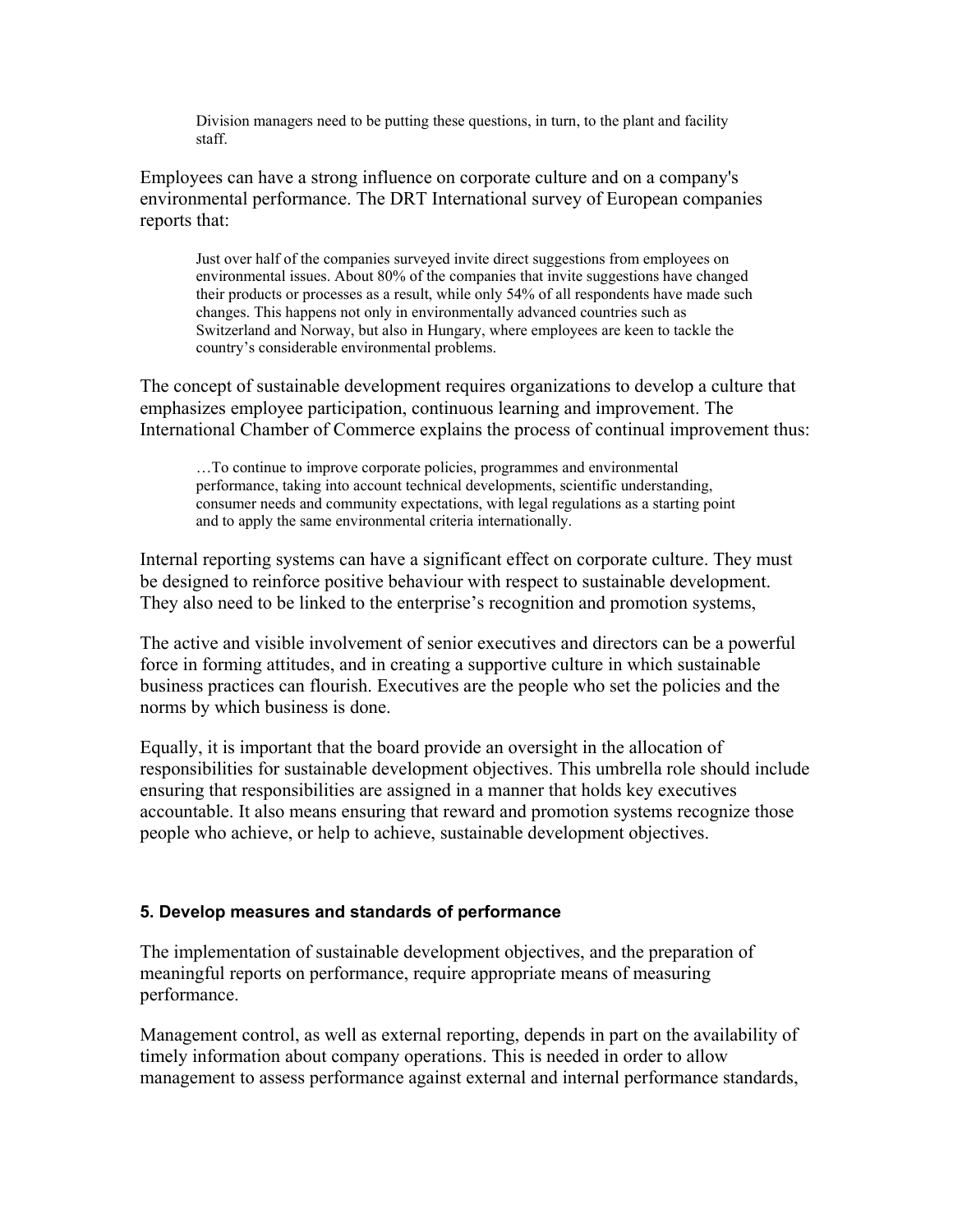> Division managers need to be putting these questions, in turn, to the plant and facility staff.

Employees can have a strong influence on corporate culture and on a company's environmental performance. The DRT International survey of European companies reports that:

> Just over half of the companies surveyed invite direct suggestions from employees on environmental issues. About 80% of the companies that invite suggestions have changed their products or processes as a result, while only 54% of all respondents have made such changes. This happens not only in environmentally advanced countries such as Switzerland and Norway, but also in Hungary, where employees are keen to tackle the country's considerable environmental problems.

The concept of sustainable development requires organizations to develop a culture that emphasizes employee participation, continuous learning and improvement. The International Chamber of Commerce explains the process of continual improvement thus:

> …To continue to improve corporate policies, programmes and environmental performance, taking into account technical developments, scientific understanding, consumer needs and community expectations, with legal regulations as a starting point and to apply the same environmental criteria internationally.

Internal reporting systems can have a significant effect on corporate culture. They must be designed to reinforce positive behaviour with respect to sustainable development. They also need to be linked to the enterprise's recognition and promotion systems,

The active and visible involvement of senior executives and directors can be a powerful force in forming attitudes, and in creating a supportive culture in which sustainable business practices can flourish. Executives are the people who set the policies and the norms by which business is done.

Equally, it is important that the board provide an oversight in the allocation of responsibilities for sustainable development objectives. This umbrella role should include ensuring that responsibilities are assigned in a manner that holds key executives accountable. It also means ensuring that reward and promotion systems recognize those people who achieve, or help to achieve, sustainable development objectives.

#### 5. Develop measures and standards of performance

The implementation of sustainable development objectives, and the preparation of meaningful reports on performance, require appropriate means of measuring performance.

Management control, as well as external reporting, depends in part on the availability of timely information about company operations. This is needed in order to allow management to assess performance against external and internal performance standards,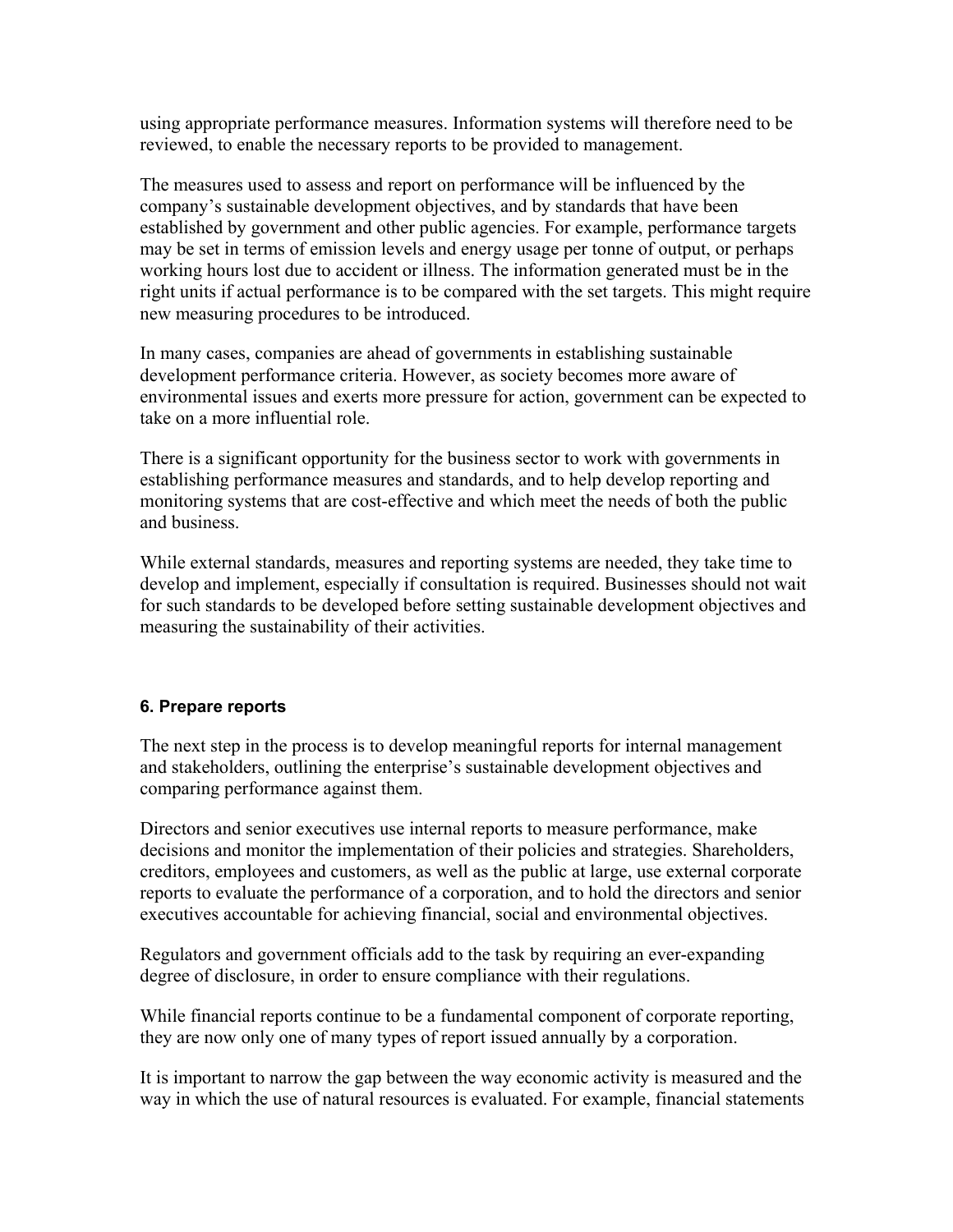using appropriate performance measures. Information systems will therefore need to be reviewed, to enable the necessary reports to be provided to management.

The measures used to assess and report on performance will be influenced by the company's sustainable development objectives, and by standards that have been established by government and other public agencies. For example, performance targets may be set in terms of emission levels and energy usage per tonne of output, or perhaps working hours lost due to accident or illness. The information generated must be in the right units if actual performance is to be compared with the set targets. This might require new measuring procedures to be introduced.

In many cases, companies are ahead of governments in establishing sustainable development performance criteria. However, as society becomes more aware of environmental issues and exerts more pressure for action, government can be expected to take on a more influential role.

There is a significant opportunity for the business sector to work with governments in establishing performance measures and standards, and to help develop reporting and monitoring systems that are cost-effective and which meet the needs of both the public and business.

While external standards, measures and reporting systems are needed, they take time to develop and implement, especially if consultation is required. Businesses should not wait for such standards to be developed before setting sustainable development objectives and measuring the sustainability of their activities.

### 6. Prepare reports

The next step in the process is to develop meaningful reports for internal management and stakeholders, outlining the enterprise's sustainable development objectives and comparing performance against them.

Directors and senior executives use internal reports to measure performance, make decisions and monitor the implementation of their policies and strategies. Shareholders, creditors, employees and customers, as well as the public at large, use external corporate reports to evaluate the performance of a corporation, and to hold the directors and senior executives accountable for achieving financial, social and environmental objectives.

Regulators and government officials add to the task by requiring an ever-expanding degree of disclosure, in order to ensure compliance with their regulations.

While financial reports continue to be a fundamental component of corporate reporting, they are now only one of many types of report issued annually by a corporation.

It is important to narrow the gap between the way economic activity is measured and the way in which the use of natural resources is evaluated. For example, financial statements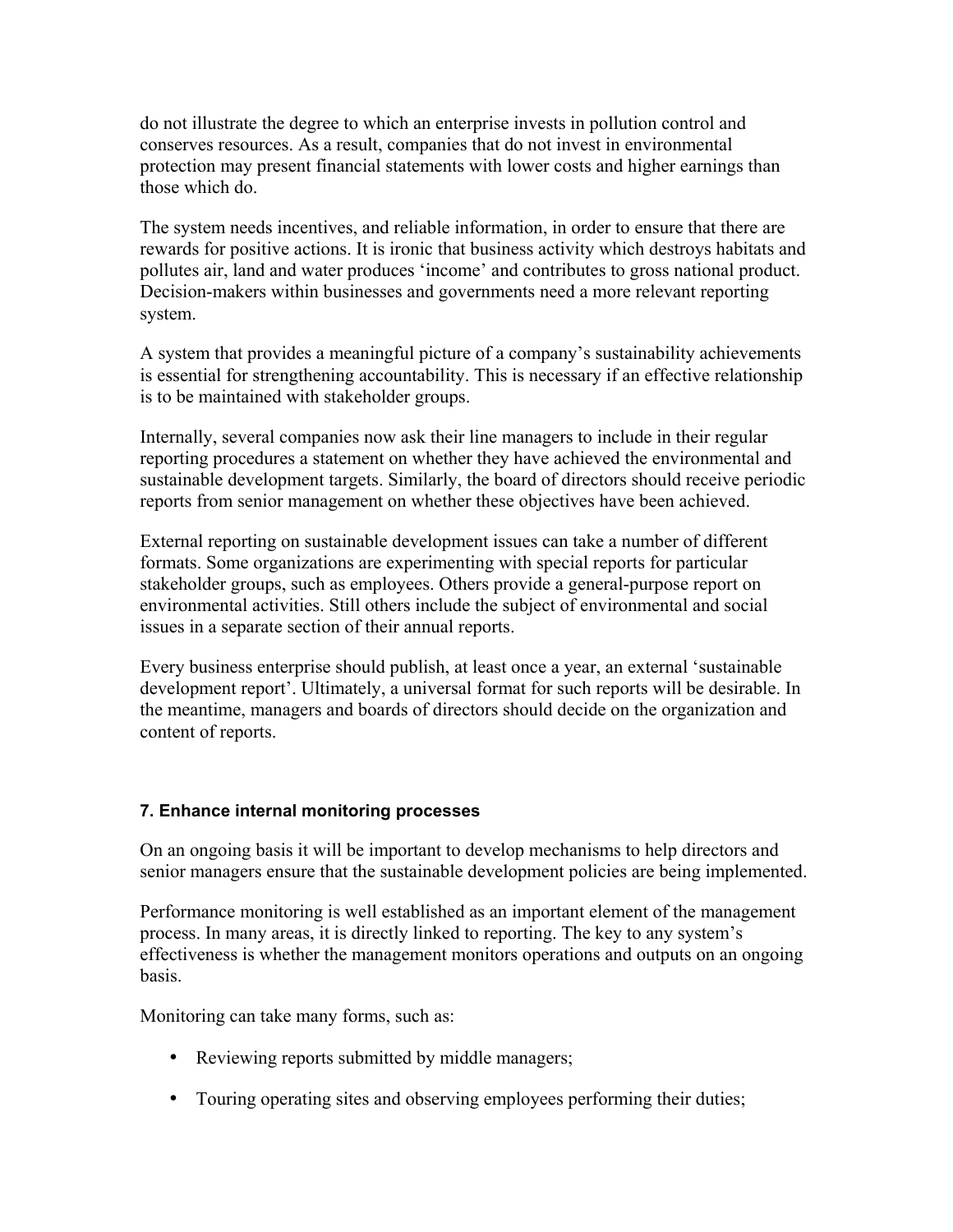do not illustrate the degree to which an enterprise invests in pollution control and conserves resources. As a result, companies that do not invest in environmental protection may present financial statements with lower costs and higher earnings than those which do.

The system needs incentives, and reliable information, in order to ensure that there are rewards for positive actions. It is ironic that business activity which destroys habitats and pollutes air, land and water produces 'income' and contributes to gross national product. Decision-makers within businesses and governments need a more relevant reporting system.

A system that provides a meaningful picture of a company's sustainability achievements is essential for strengthening accountability. This is necessary if an effective relationship is to be maintained with stakeholder groups.

Internally, several companies now ask their line managers to include in their regular reporting procedures a statement on whether they have achieved the environmental and sustainable development targets. Similarly, the board of directors should receive periodic reports from senior management on whether these objectives have been achieved.

External reporting on sustainable development issues can take a number of different formats. Some organizations are experimenting with special reports for particular stakeholder groups, such as employees. Others provide a general-purpose report on environmental activities. Still others include the subject of environmental and social issues in a separate section of their annual reports.

Every business enterprise should publish, at least once a year, an external 'sustainable development report'. Ultimately, a universal format for such reports will be desirable. In the meantime, managers and boards of directors should decide on the organization and content of reports.

### 7. Enhance internal monitoring processes

On an ongoing basis it will be important to develop mechanisms to help directors and senior managers ensure that the sustainable development policies are being implemented.

Performance monitoring is well established as an important element of the management process. In many areas, it is directly linked to reporting. The key to any system's effectiveness is whether the management monitors operations and outputs on an ongoing basis.

Monitoring can take many forms, such as:

- Reviewing reports submitted by middle managers;
- Touring operating sites and observing employees performing their duties;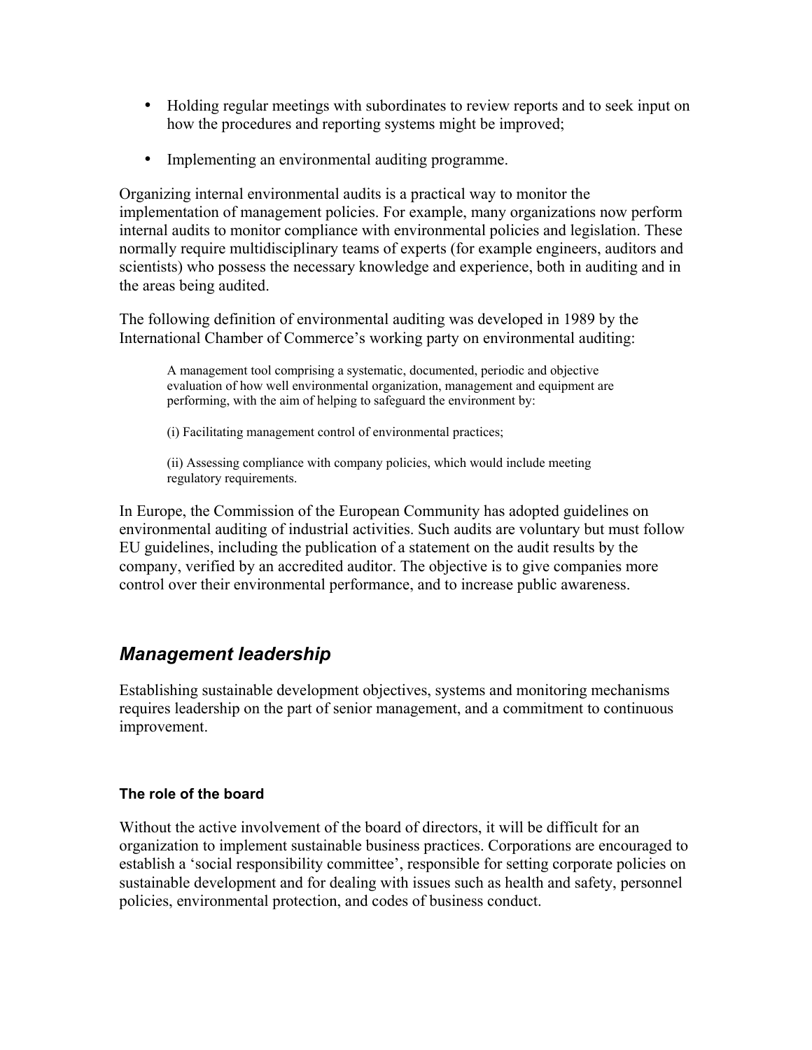- Holding regular meetings with subordinates to review reports and to seek input on how the procedures and reporting systems might be improved;
- Implementing an environmental auditing programme.

Organizing internal environmental audits is a practical way to monitor the implementation of management policies. For example, many organizations now perform internal audits to monitor compliance with environmental policies and legislation. These normally require multidisciplinary teams of experts (for example engineers, auditors and scientists) who possess the necessary knowledge and experience, both in auditing and in the areas being audited.

The following definition of environmental auditing was developed in 1989 by the International Chamber of Commerce's working party on environmental auditing:

> A management tool comprising a systematic, documented, periodic and objective evaluation of how well environmental organization, management and equipment are performing, with the aim of helping to safeguard the environment by:
>
> (i) Facilitating management control of environmental practices;
>
> (ii) Assessing compliance with company policies, which would include meeting regulatory requirements.

In Europe, the Commission of the European Community has adopted guidelines on environmental auditing of industrial activities. Such audits are voluntary but must follow EU guidelines, including the publication of a statement on the audit results by the company, verified by an accredited auditor. The objective is to give companies more control over their environmental performance, and to increase public awareness.

## *Management leadership*

Establishing sustainable development objectives, systems and monitoring mechanisms requires leadership on the part of senior management, and a commitment to continuous improvement.

#### The role of the board

Without the active involvement of the board of directors, it will be difficult for an organization to implement sustainable business practices. Corporations are encouraged to establish a 'social responsibility committee', responsible for setting corporate policies on sustainable development and for dealing with issues such as health and safety, personnel policies, environmental protection, and codes of business conduct.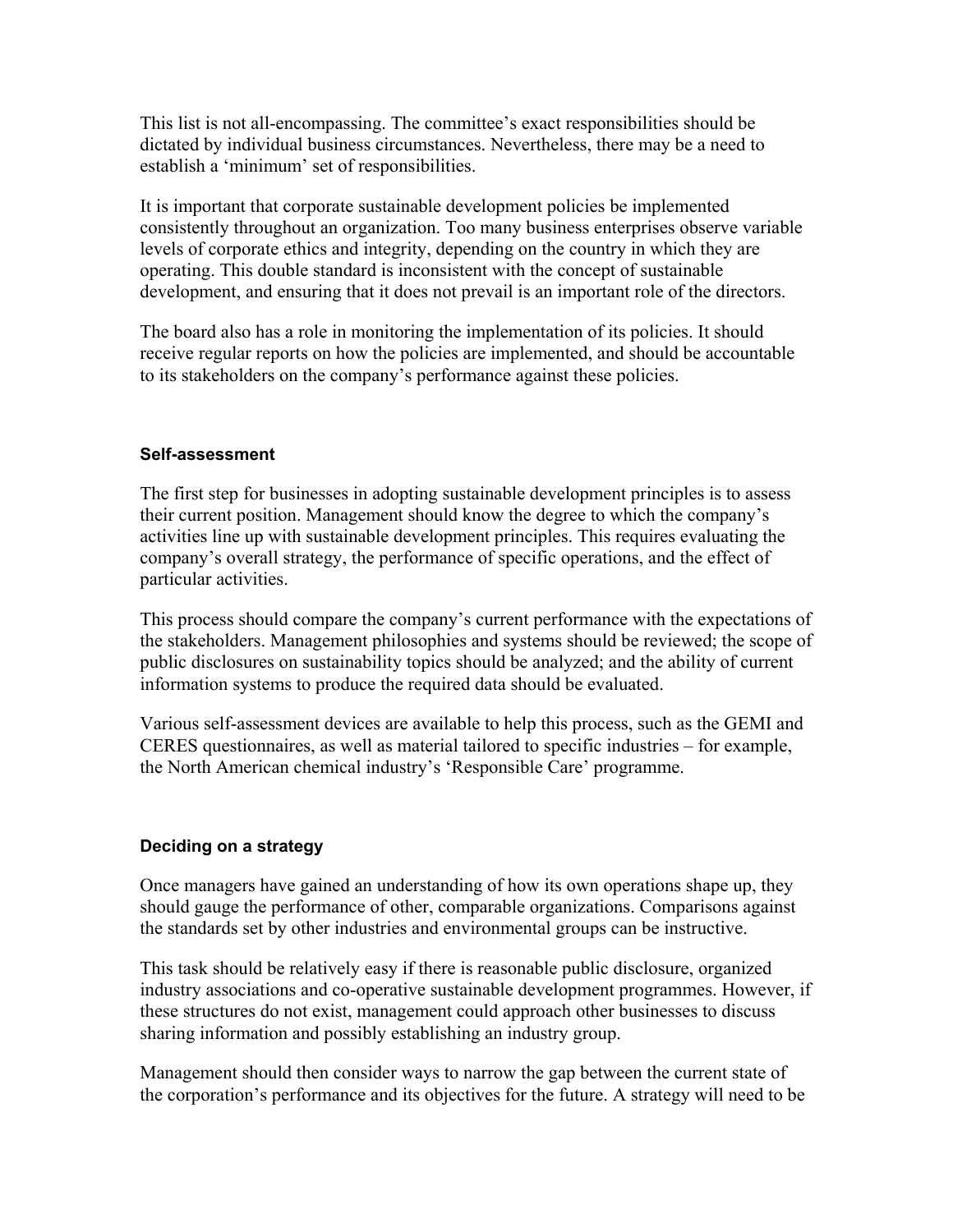This list is not all-encompassing. The committee's exact responsibilities should be dictated by individual business circumstances. Nevertheless, there may be a need to establish a 'minimum' set of responsibilities.

It is important that corporate sustainable development policies be implemented consistently throughout an organization. Too many business enterprises observe variable levels of corporate ethics and integrity, depending on the country in which they are operating. This double standard is inconsistent with the concept of sustainable development, and ensuring that it does not prevail is an important role of the directors.

The board also has a role in monitoring the implementation of its policies. It should receive regular reports on how the policies are implemented, and should be accountable to its stakeholders on the company's performance against these policies.

#### Self-assessment

The first step for businesses in adopting sustainable development principles is to assess their current position. Management should know the degree to which the company's activities line up with sustainable development principles. This requires evaluating the company's overall strategy, the performance of specific operations, and the effect of particular activities.

This process should compare the company's current performance with the expectations of the stakeholders. Management philosophies and systems should be reviewed; the scope of public disclosures on sustainability topics should be analyzed; and the ability of current information systems to produce the required data should be evaluated.

Various self-assessment devices are available to help this process, such as the GEMI and CERES questionnaires, as well as material tailored to specific industries – for example, the North American chemical industry's 'Responsible Care' programme.

#### Deciding on a strategy

Once managers have gained an understanding of how its own operations shape up, they should gauge the performance of other, comparable organizations. Comparisons against the standards set by other industries and environmental groups can be instructive.

This task should be relatively easy if there is reasonable public disclosure, organized industry associations and co-operative sustainable development programmes. However, if these structures do not exist, management could approach other businesses to discuss sharing information and possibly establishing an industry group.

Management should then consider ways to narrow the gap between the current state of the corporation's performance and its objectives for the future. A strategy will need to be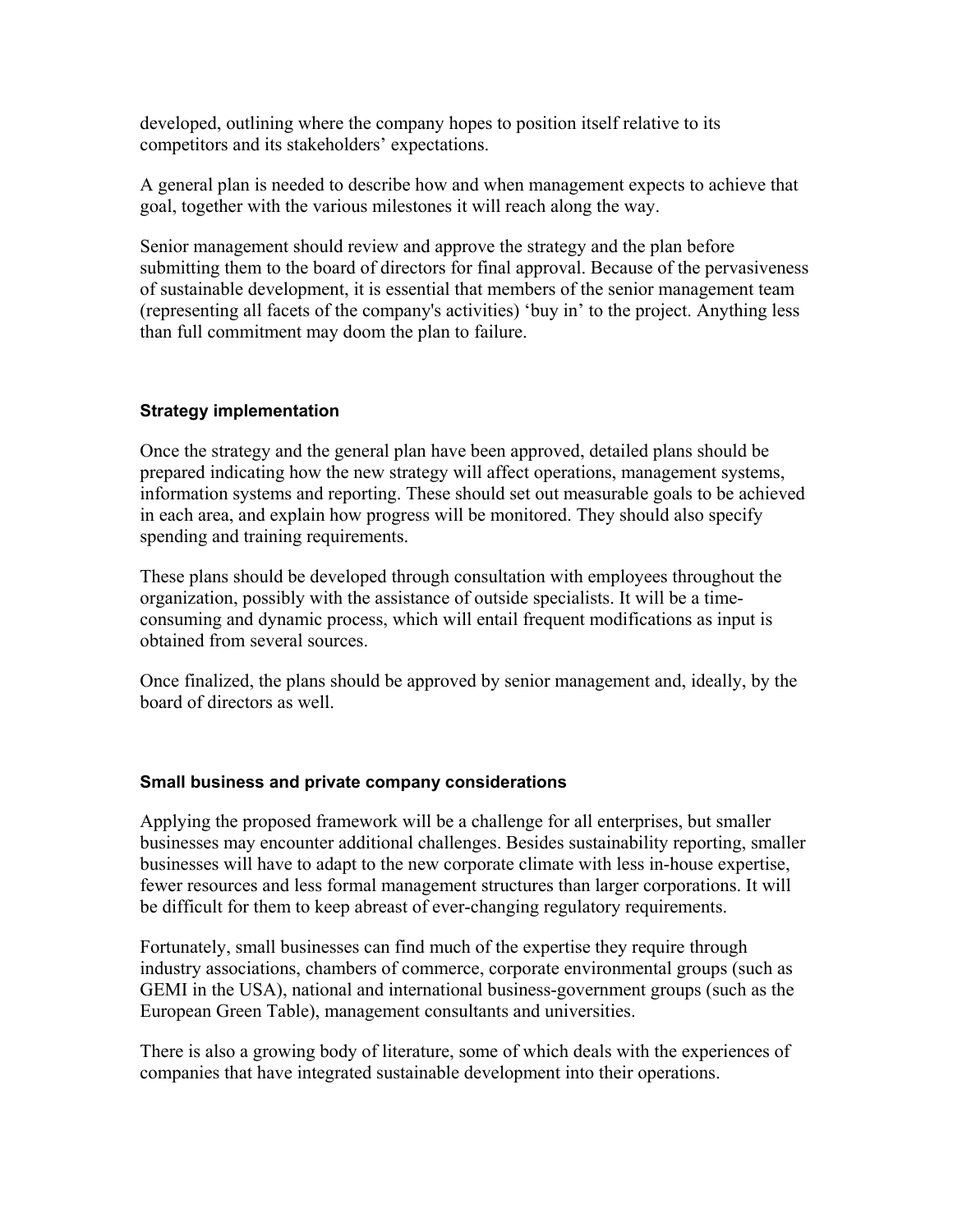developed, outlining where the company hopes to position itself relative to its competitors and its stakeholders' expectations.

A general plan is needed to describe how and when management expects to achieve that goal, together with the various milestones it will reach along the way.

Senior management should review and approve the strategy and the plan before submitting them to the board of directors for final approval. Because of the pervasiveness of sustainable development, it is essential that members of the senior management team (representing all facets of the company's activities) 'buy in' to the project. Anything less than full commitment may doom the plan to failure.

### Strategy implementation

Once the strategy and the general plan have been approved, detailed plans should be prepared indicating how the new strategy will affect operations, management systems, information systems and reporting. These should set out measurable goals to be achieved in each area, and explain how progress will be monitored. They should also specify spending and training requirements.

These plans should be developed through consultation with employees throughout the organization, possibly with the assistance of outside specialists. It will be a time-consuming and dynamic process, which will entail frequent modifications as input is obtained from several sources.

Once finalized, the plans should be approved by senior management and, ideally, by the board of directors as well.

### Small business and private company considerations

Applying the proposed framework will be a challenge for all enterprises, but smaller businesses may encounter additional challenges. Besides sustainability reporting, smaller businesses will have to adapt to the new corporate climate with less in-house expertise, fewer resources and less formal management structures than larger corporations. It will be difficult for them to keep abreast of ever-changing regulatory requirements.

Fortunately, small businesses can find much of the expertise they require through industry associations, chambers of commerce, corporate environmental groups (such as GEMI in the USA), national and international business-government groups (such as the European Green Table), management consultants and universities.

There is also a growing body of literature, some of which deals with the experiences of companies that have integrated sustainable development into their operations.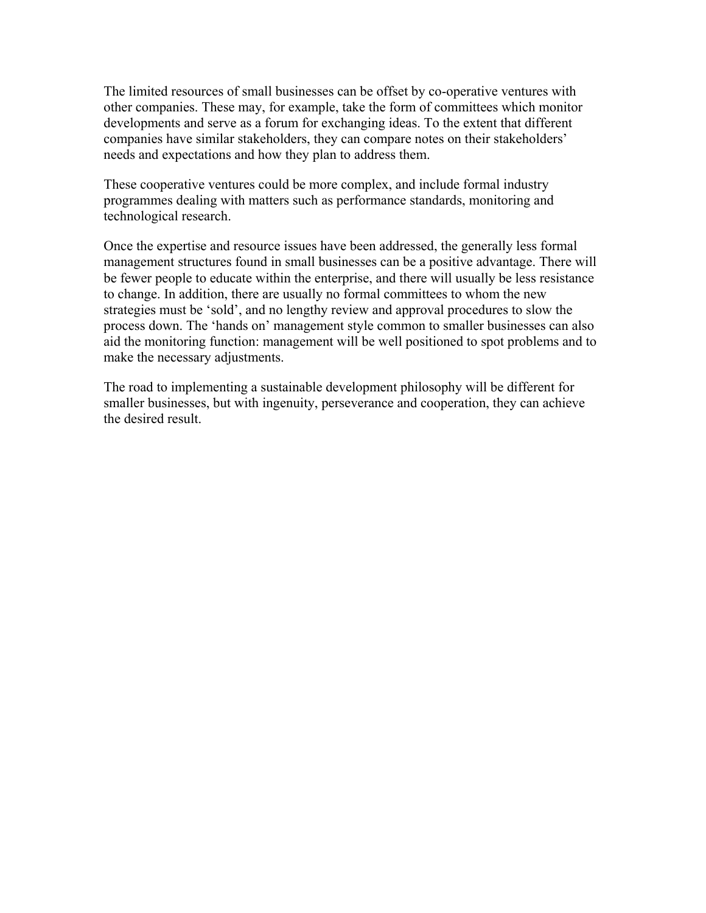The limited resources of small businesses can be offset by co-operative ventures with other companies. These may, for example, take the form of committees which monitor developments and serve as a forum for exchanging ideas. To the extent that different companies have similar stakeholders, they can compare notes on their stakeholders' needs and expectations and how they plan to address them.

These cooperative ventures could be more complex, and include formal industry programmes dealing with matters such as performance standards, monitoring and technological research.

Once the expertise and resource issues have been addressed, the generally less formal management structures found in small businesses can be a positive advantage. There will be fewer people to educate within the enterprise, and there will usually be less resistance to change. In addition, there are usually no formal committees to whom the new strategies must be 'sold', and no lengthy review and approval procedures to slow the process down. The 'hands on' management style common to smaller businesses can also aid the monitoring function: management will be well positioned to spot problems and to make the necessary adjustments.

The road to implementing a sustainable development philosophy will be different for smaller businesses, but with ingenuity, perseverance and cooperation, they can achieve the desired result.